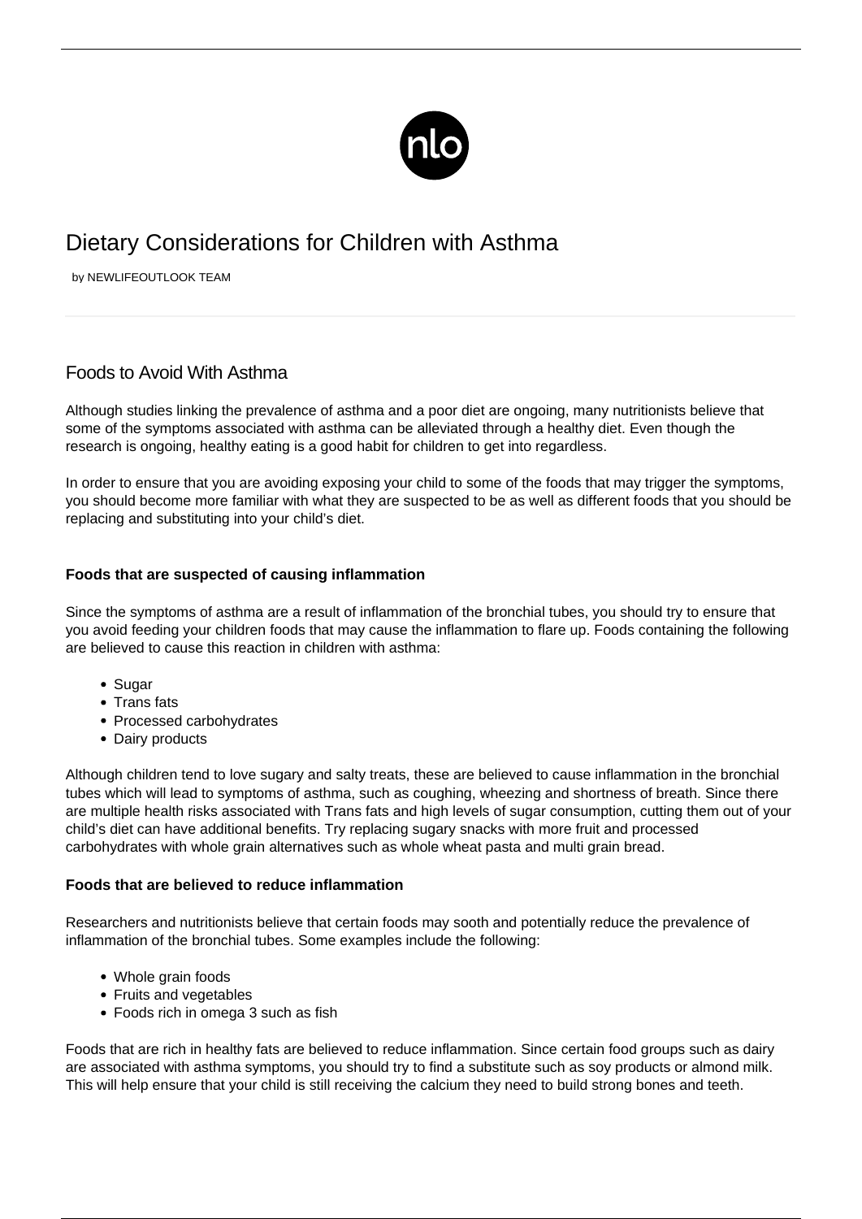# Dietary Considerations for Children with Asthma

by NEWLIFEOUTLOOK TEAM

## Foods to Avoid With Asthma

Although studies linking the prevalence of asthma and a poor diet are ongoing, many nutritionists believe that some of the symptoms associated with asthma can be alleviated through a healthy diet. Even though the research is ongoing, healthy eating is a good habit for children to get into regardless.

In order to ensure that you are avoiding exposing your child to some of the foods that may trigger the symptoms, you should become more familiar with what they are suspected to be as well as different foods that you should be replacing and substituting into your child's diet.

### Foods that are suspected of causing inflammation

Since the symptoms of asthma are a result of inflammation of the bronchial tubes, you should try to ensure that you avoid feeding your children foods that may cause the inflammation to flare up. Foods containing the following are believed to cause this reaction in children with asthma:

- Sugar
- Trans fats
- Processed carbohydrates
- Dairy products

Although children tend to love sugary and salty treats, these are believed to cause inflammation in the bronchial tubes which will lead to symptoms of asthma, such as coughing, wheezing and shortness of breath. Since there are multiple health risks associated with Trans fats and high levels of sugar consumption, cutting them out of your child's diet can have additional benefits. Try replacing sugary snacks with more fruit and processed carbohydrates with whole grain alternatives such as whole wheat pasta and multi grain bread.

### Foods that are believed to reduce inflammation

Researchers and nutritionists believe that certain foods may sooth and potentially reduce the prevalence of inflammation of the bronchial tubes. Some examples include the following:

- Whole grain foods
- Fruits and vegetables
- Foods rich in omega 3 such as fish

Foods that are rich in healthy fats are believed to reduce inflammation. Since certain food groups such as dairy are associated with asthma symptoms, you should try to find a substitute such as soy products or almond milk. This will help ensure that your child is still receiving the calcium they need to build strong bones and teeth.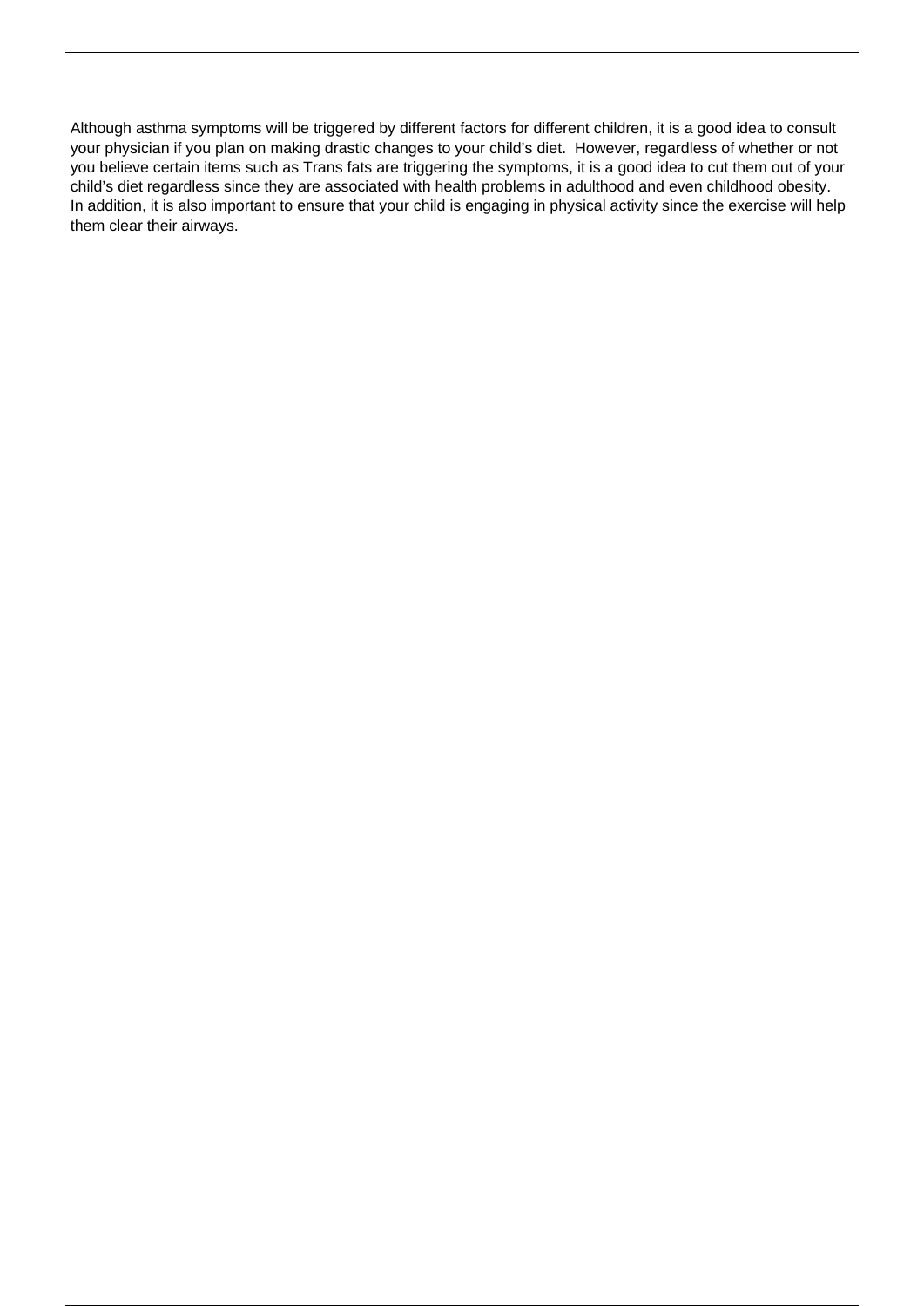Although asthma symptoms will be triggered by different factors for different children, it is a good idea to consult your physician if you plan on making drastic changes to your child's diet. However, regardless of whether or not you believe certain items such as Trans fats are triggering the symptoms, it is a good idea to cut them out of your child's diet regardless since they are associated with health problems in adulthood and even childhood obesity. In addition, it is also important to ensure that your child is engaging in physical activity since the exercise will help them clear their airways.